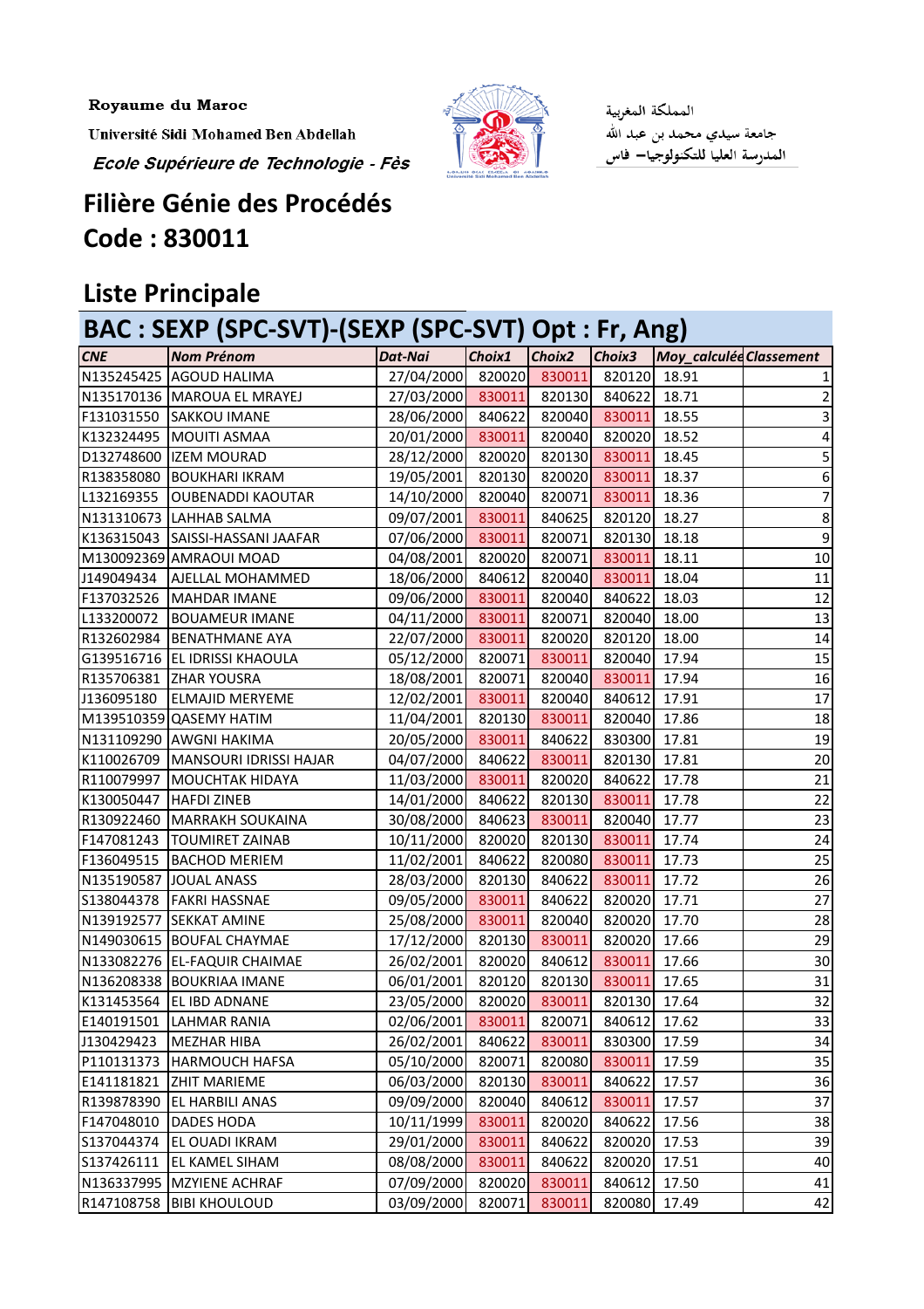Royaume du Maroc

Université Sidi Mohamed Ben Abdellah

*Ecole Supérieure de Technologie - Fès*

المملكة المغربية

جامعة سيدي محمد بن عبد الله

المدرسة العليا للتكنولوجيا– فاس

# Filière Génie des Procédés

# Code : 830011

## Liste Principale

## BAC : SEXP (SPC-SVT)-(SEXP (SPC-SVT) Opt : Fr, Ang)

| *CNE* | *Nom Prénom* | *Dat-Nai* | *Choix1* | *Choix2* | *Choix3* | *Moy_calculée* | *Classement* |
|---|---|---|---|---|---|---|---|
| N135245425 | AGOUD HALIMA | 27/04/2000 | 820020 | 830011 | 820120 | 18.91 | 1 |
| N135170136 | MAROUA EL MRAYEJ | 27/03/2000 | 830011 | 820130 | 840622 | 18.71 | 2 |
| F131031550 | SAKKOU IMANE | 28/06/2000 | 840622 | 820040 | 830011 | 18.55 | 3 |
| K132324495 | MOUITI ASMAA | 20/01/2000 | 830011 | 820040 | 820020 | 18.52 | 4 |
| D132748600 | IZEM MOURAD | 28/12/2000 | 820020 | 820130 | 830011 | 18.45 | 5 |
| R138358080 | BOUKHARI IKRAM | 19/05/2001 | 820130 | 820020 | 830011 | 18.37 | 6 |
| L132169355 | OUBENADDI KAOUTAR | 14/10/2000 | 820040 | 820071 | 830011 | 18.36 | 7 |
| N131310673 | LAHHAB SALMA | 09/07/2001 | 830011 | 840625 | 820120 | 18.27 | 8 |
| K136315043 | SAISSI-HASSANI JAAFAR | 07/06/2000 | 830011 | 820071 | 820130 | 18.18 | 9 |
| M130092369 | AMRAOUI MOAD | 04/08/2001 | 820020 | 820071 | 830011 | 18.11 | 10 |
| J149049434 | AJELLAL MOHAMMED | 18/06/2000 | 840612 | 820040 | 830011 | 18.04 | 11 |
| F137032526 | MAHDAR IMANE | 09/06/2000 | 830011 | 820040 | 840622 | 18.03 | 12 |
| L133200072 | BOUAMEUR IMANE | 04/11/2000 | 830011 | 820071 | 820040 | 18.00 | 13 |
| R132602984 | BENATHMANE AYA | 22/07/2000 | 830011 | 820020 | 820120 | 18.00 | 14 |
| G139516716 | EL IDRISSI KHAOULA | 05/12/2000 | 820071 | 830011 | 820040 | 17.94 | 15 |
| R135706381 | ZHAR YOUSRA | 18/08/2001 | 820071 | 820040 | 830011 | 17.94 | 16 |
| J136095180 | ELMAJID MERYEME | 12/02/2001 | 830011 | 820040 | 840612 | 17.91 | 17 |
| M139510359 | QASEMY HATIM | 11/04/2001 | 820130 | 830011 | 820040 | 17.86 | 18 |
| N131109290 | AWGNI HAKIMA | 20/05/2000 | 830011 | 840622 | 830300 | 17.81 | 19 |
| K110026709 | MANSOURI IDRISSI HAJAR | 04/07/2000 | 840622 | 830011 | 820130 | 17.81 | 20 |
| R110079997 | MOUCHTAK HIDAYA | 11/03/2000 | 830011 | 820020 | 840622 | 17.78 | 21 |
| K130050447 | HAFDI ZINEB | 14/01/2000 | 840622 | 820130 | 830011 | 17.78 | 22 |
| R130922460 | MARRAKH SOUKAINA | 30/08/2000 | 840623 | 830011 | 820040 | 17.77 | 23 |
| F147081243 | TOUMIRET ZAINAB | 10/11/2000 | 820020 | 820130 | 830011 | 17.74 | 24 |
| F136049515 | BACHOD MERIEM | 11/02/2001 | 840622 | 820080 | 830011 | 17.73 | 25 |
| N135190587 | JOUAL ANASS | 28/03/2000 | 820130 | 840622 | 830011 | 17.72 | 26 |
| S138044378 | FAKRI HASSNAE | 09/05/2000 | 830011 | 840622 | 820020 | 17.71 | 27 |
| N139192577 | SEKKAT AMINE | 25/08/2000 | 830011 | 820040 | 820020 | 17.70 | 28 |
| N149030615 | BOUFAL CHAYMAE | 17/12/2000 | 820130 | 830011 | 820020 | 17.66 | 29 |
| N133082276 | EL-FAQUIR CHAIMAE | 26/02/2001 | 820020 | 840612 | 830011 | 17.66 | 30 |
| N136208338 | BOUKRIAA IMANE | 06/01/2001 | 820120 | 820130 | 830011 | 17.65 | 31 |
| K131453564 | EL IBD ADNANE | 23/05/2000 | 820020 | 830011 | 820130 | 17.64 | 32 |
| E140191501 | LAHMAR RANIA | 02/06/2001 | 830011 | 820071 | 840612 | 17.62 | 33 |
| J130429423 | MEZHAR HIBA | 26/02/2001 | 840622 | 830011 | 830300 | 17.59 | 34 |
| P110131373 | HARMOUCH HAFSA | 05/10/2000 | 820071 | 820080 | 830011 | 17.59 | 35 |
| E141181821 | ZHIT MARIEME | 06/03/2000 | 820130 | 830011 | 840622 | 17.57 | 36 |
| R139878390 | EL HARBILI ANAS | 09/09/2000 | 820040 | 840612 | 830011 | 17.57 | 37 |
| F147048010 | DADES HODA | 10/11/1999 | 830011 | 820020 | 840622 | 17.56 | 38 |
| S137044374 | EL OUADI IKRAM | 29/01/2000 | 830011 | 840622 | 820020 | 17.53 | 39 |
| S137426111 | EL KAMEL SIHAM | 08/08/2000 | 830011 | 840622 | 820020 | 17.51 | 40 |
| N136337995 | MZYIENE ACHRAF | 07/09/2000 | 820020 | 830011 | 840612 | 17.50 | 41 |
| R147108758 | BIBI KHOULOUD | 03/09/2000 | 820071 | 830011 | 820080 | 17.49 | 42 |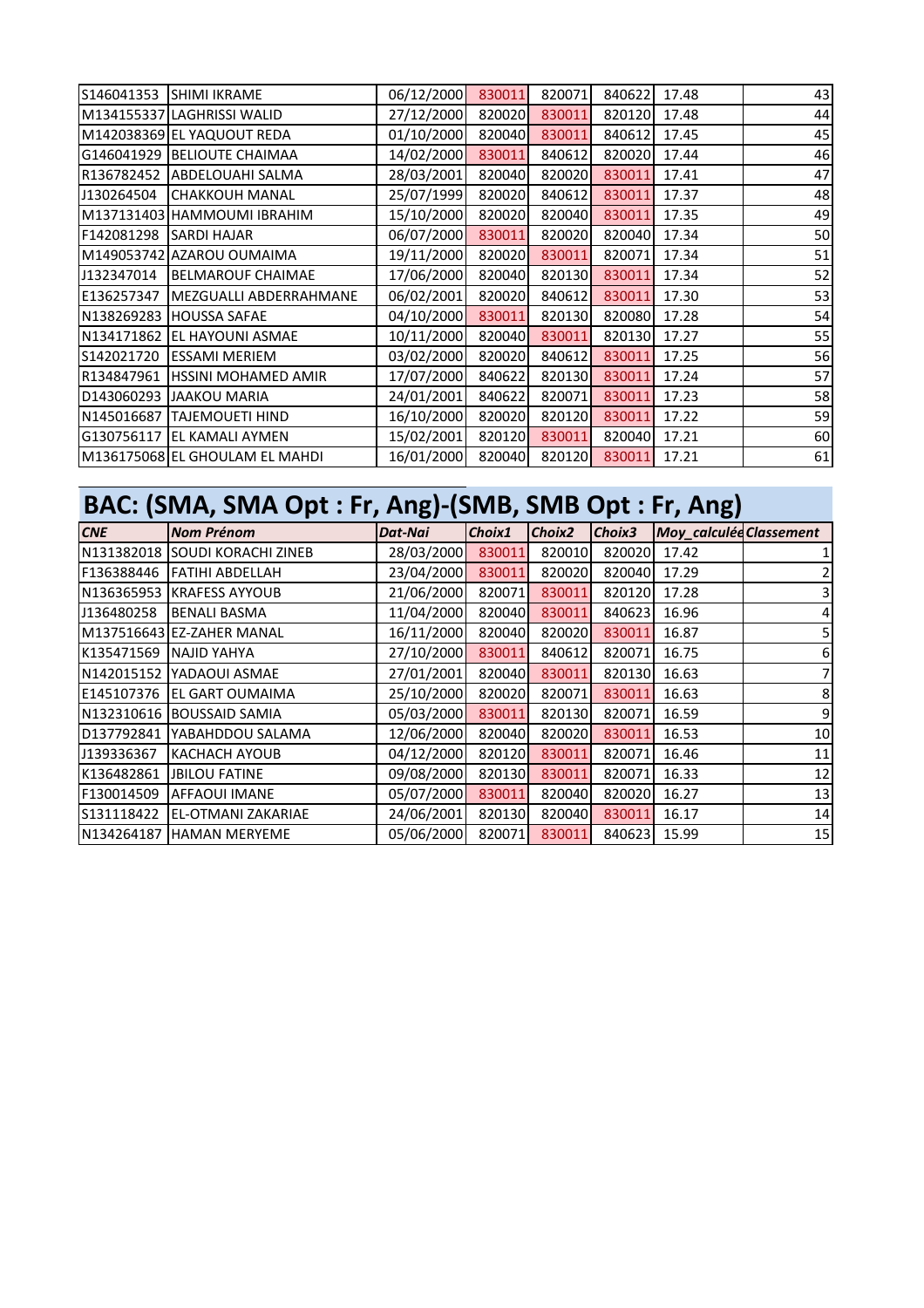| | | | | | | | |
|---|---|---|---|---|---|---|---|
| S146041353 | SHIMI IKRAME | 06/12/2000 | 830011 | 820071 | 840622 | 17.48 | 43 |
| M134155337 | LAGHRISSI WALID | 27/12/2000 | 820020 | 830011 | 820120 | 17.48 | 44 |
| M142038369 | EL YAQOUT REDA | 01/10/2000 | 820040 | 830011 | 840612 | 17.45 | 45 |
| G146041929 | BELIOUTE CHAIMAA | 14/02/2000 | 830011 | 840612 | 820020 | 17.44 | 46 |
| R136782452 | ABDELOUAHI SALMA | 28/03/2001 | 820040 | 820020 | 830011 | 17.41 | 47 |
| J130264504 | CHAKKOUH MANAL | 25/07/1999 | 820020 | 840612 | 830011 | 17.37 | 48 |
| M137131403 | HAMMOUMI IBRAHIM | 15/10/2000 | 820020 | 820040 | 830011 | 17.35 | 49 |
| F142081298 | SARDI HAJAR | 06/07/2000 | 830011 | 820020 | 820040 | 17.34 | 50 |
| M149053742 | AZAROU OUMAIMA | 19/11/2000 | 820020 | 830011 | 820071 | 17.34 | 51 |
| J132347014 | BELMAROUF CHAIMAE | 17/06/2000 | 820040 | 820130 | 830011 | 17.34 | 52 |
| E136257347 | MEZGUALLI ABDERRAHMANE | 06/02/2001 | 820020 | 840612 | 830011 | 17.30 | 53 |
| N138269283 | HOUSSA SAFAE | 04/10/2000 | 830011 | 820130 | 820080 | 17.28 | 54 |
| N134171862 | EL HAYOUNI ASMAE | 10/11/2000 | 820040 | 830011 | 820130 | 17.27 | 55 |
| S142021720 | ESSAMI MERIEM | 03/02/2000 | 820020 | 840612 | 830011 | 17.25 | 56 |
| R134847961 | HSSINI MOHAMED AMIR | 17/07/2000 | 840622 | 820130 | 830011 | 17.24 | 57 |
| D143060293 | JAAKOU MARIA | 24/01/2001 | 840622 | 820071 | 830011 | 17.23 | 58 |
| N145016687 | TAJEMOUETI HIND | 16/10/2000 | 820020 | 820120 | 830011 | 17.22 | 59 |
| G130756117 | EL KAMALI AYMEN | 15/02/2001 | 820120 | 830011 | 820040 | 17.21 | 60 |
| M136175068 | EL GHOULAM EL MAHDI | 16/01/2000 | 820040 | 820120 | 830011 | 17.21 | 61 |

## BAC: (SMA, SMA Opt : Fr, Ang)-(SMB, SMB Opt : Fr, Ang)

| *CNE* | *Nom Prénom* | *Dat-Nai* | *Choix1* | *Choix2* | *Choix3* | *Moy_calculée* | *Classement* |
|---|---|---|---|---|---|---|---|
| N131382018 | SOUDI KORACHI ZINEB | 28/03/2000 | 830011 | 820010 | 820020 | 17.42 | 1 |
| F136388446 | FATIHI ABDELLAH | 23/04/2000 | 830011 | 820020 | 820040 | 17.29 | 2 |
| N136365953 | KRAFESS AYYOUB | 21/06/2000 | 820071 | 830011 | 820120 | 17.28 | 3 |
| J136480258 | BENALI BASMA | 11/04/2000 | 820040 | 830011 | 840623 | 16.96 | 4 |
| M137516643 | EZ-ZAHER MANAL | 16/11/2000 | 820040 | 820020 | 830011 | 16.87 | 5 |
| K135471569 | NAJID YAHYA | 27/10/2000 | 830011 | 840612 | 820071 | 16.75 | 6 |
| N142015152 | YADAOUI ASMAE | 27/01/2001 | 820040 | 830011 | 820130 | 16.63 | 7 |
| E145107376 | EL GART OUMAIMA | 25/10/2000 | 820020 | 820071 | 830011 | 16.63 | 8 |
| N132310616 | BOUSSAID SAMIA | 05/03/2000 | 830011 | 820130 | 820071 | 16.59 | 9 |
| D137792841 | YABAHDDOU SALAMA | 12/06/2000 | 820040 | 820020 | 830011 | 16.53 | 10 |
| J139336367 | KACHACH AYOUB | 04/12/2000 | 820120 | 830011 | 820071 | 16.46 | 11 |
| K136482861 | JBILOU FATINE | 09/08/2000 | 820130 | 830011 | 820071 | 16.33 | 12 |
| F130014509 | AFFAOUI IMANE | 05/07/2000 | 830011 | 820040 | 820020 | 16.27 | 13 |
| S131118422 | EL-OTMANI ZAKARIAE | 24/06/2001 | 820130 | 820040 | 830011 | 16.17 | 14 |
| N134264187 | HAMAN MERYEME | 05/06/2000 | 820071 | 830011 | 840623 | 15.99 | 15 |